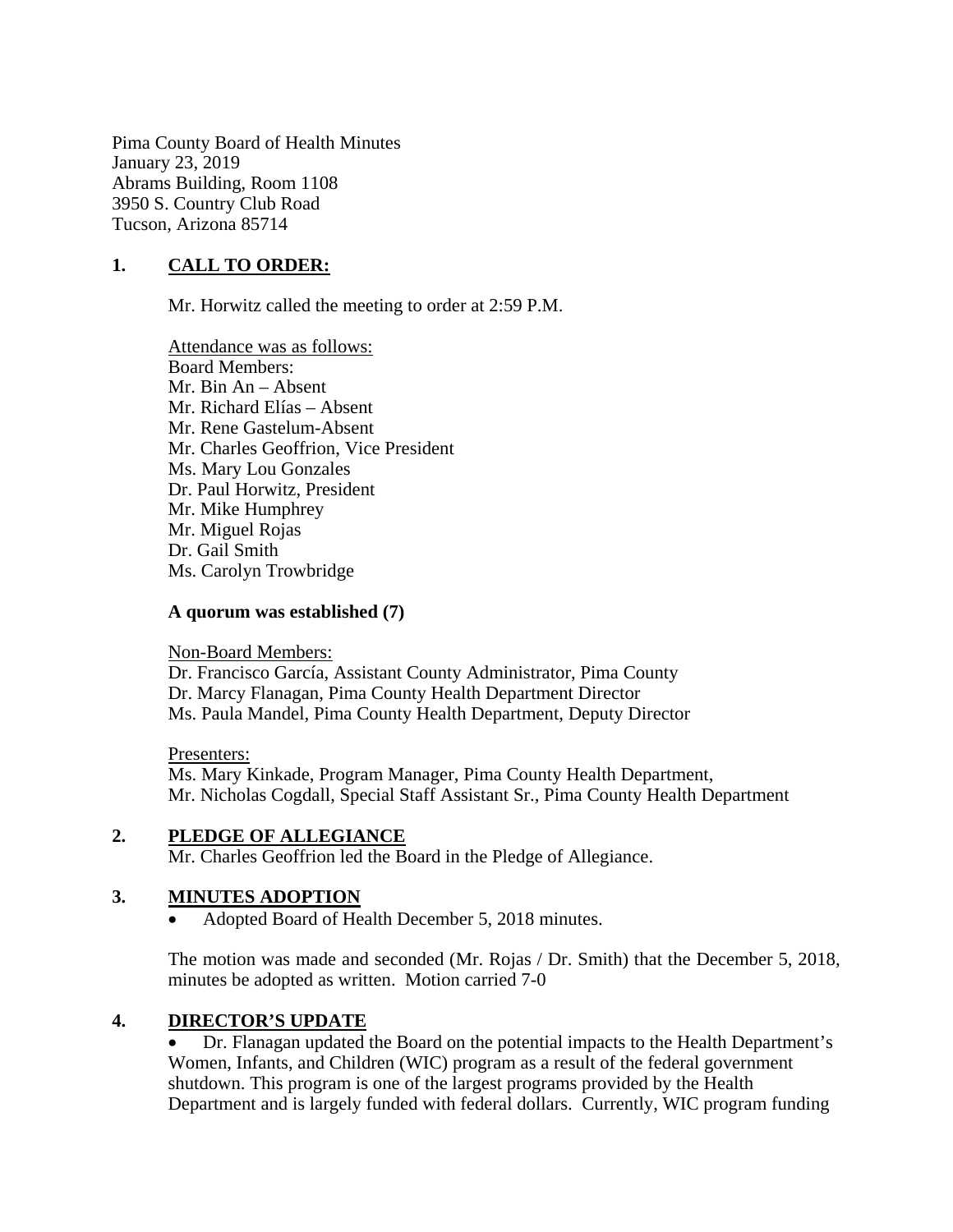Pima County Board of Health Minutes
January 23, 2019
Abrams Building, Room 1108
3950 S. Country Club Road
Tucson, Arizona 85714

## 1. CALL TO ORDER:

Mr. Horwitz called the meeting to order at 2:59 P.M.

Attendance was as follows:
Board Members:
Mr. Bin An – Absent
Mr. Richard Elías – Absent
Mr. Rene Gastelum-Absent
Mr. Charles Geoffrion, Vice President
Ms. Mary Lou Gonzales
Dr. Paul Horwitz, President
Mr. Mike Humphrey
Mr. Miguel Rojas
Dr. Gail Smith
Ms. Carolyn Trowbridge

**A quorum was established (7)**

Non-Board Members:
Dr. Francisco García, Assistant County Administrator, Pima County
Dr. Marcy Flanagan, Pima County Health Department Director
Ms. Paula Mandel, Pima County Health Department, Deputy Director

Presenters:
Ms. Mary Kinkade, Program Manager, Pima County Health Department,
Mr. Nicholas Cogdall, Special Staff Assistant Sr., Pima County Health Department

## 2. PLEDGE OF ALLEGIANCE

Mr. Charles Geoffrion led the Board in the Pledge of Allegiance.

## 3. MINUTES ADOPTION

- Adopted Board of Health December 5, 2018 minutes.

The motion was made and seconded (Mr. Rojas / Dr. Smith) that the December 5, 2018, minutes be adopted as written. Motion carried 7-0

## 4. DIRECTOR'S UPDATE

- Dr. Flanagan updated the Board on the potential impacts to the Health Department's Women, Infants, and Children (WIC) program as a result of the federal government shutdown. This program is one of the largest programs provided by the Health Department and is largely funded with federal dollars. Currently, WIC program funding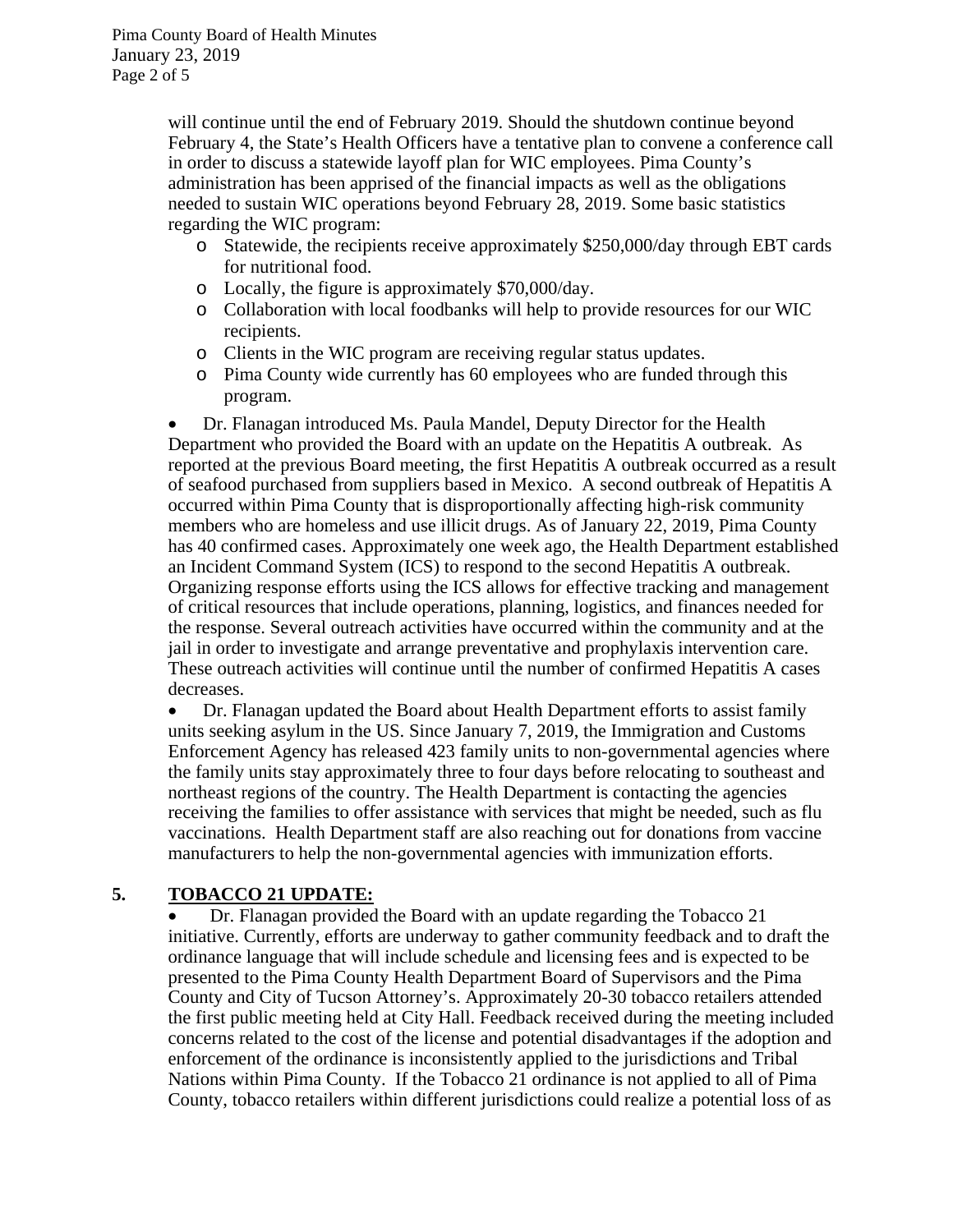will continue until the end of February 2019. Should the shutdown continue beyond February 4, the State's Health Officers have a tentative plan to convene a conference call in order to discuss a statewide layoff plan for WIC employees. Pima County's administration has been apprised of the financial impacts as well as the obligations needed to sustain WIC operations beyond February 28, 2019. Some basic statistics regarding the WIC program:

- Statewide, the recipients receive approximately $250,000/day through EBT cards for nutritional food.
- Locally, the figure is approximately $70,000/day.
- Collaboration with local foodbanks will help to provide resources for our WIC recipients.
- Clients in the WIC program are receiving regular status updates.
- Pima County wide currently has 60 employees who are funded through this program.

- Dr. Flanagan introduced Ms. Paula Mandel, Deputy Director for the Health Department who provided the Board with an update on the Hepatitis A outbreak. As reported at the previous Board meeting, the first Hepatitis A outbreak occurred as a result of seafood purchased from suppliers based in Mexico. A second outbreak of Hepatitis A occurred within Pima County that is disproportionally affecting high-risk community members who are homeless and use illicit drugs. As of January 22, 2019, Pima County has 40 confirmed cases. Approximately one week ago, the Health Department established an Incident Command System (ICS) to respond to the second Hepatitis A outbreak. Organizing response efforts using the ICS allows for effective tracking and management of critical resources that include operations, planning, logistics, and finances needed for the response. Several outreach activities have occurred within the community and at the jail in order to investigate and arrange preventative and prophylaxis intervention care. These outreach activities will continue until the number of confirmed Hepatitis A cases decreases.
- Dr. Flanagan updated the Board about Health Department efforts to assist family units seeking asylum in the US. Since January 7, 2019, the Immigration and Customs Enforcement Agency has released 423 family units to non-governmental agencies where the family units stay approximately three to four days before relocating to southeast and northeast regions of the country. The Health Department is contacting the agencies receiving the families to offer assistance with services that might be needed, such as flu vaccinations. Health Department staff are also reaching out for donations from vaccine manufacturers to help the non-governmental agencies with immunization efforts.

## 5. TOBACCO 21 UPDATE:

- Dr. Flanagan provided the Board with an update regarding the Tobacco 21 initiative. Currently, efforts are underway to gather community feedback and to draft the ordinance language that will include schedule and licensing fees and is expected to be presented to the Pima County Health Department Board of Supervisors and the Pima County and City of Tucson Attorney's. Approximately 20-30 tobacco retailers attended the first public meeting held at City Hall. Feedback received during the meeting included concerns related to the cost of the license and potential disadvantages if the adoption and enforcement of the ordinance is inconsistently applied to the jurisdictions and Tribal Nations within Pima County. If the Tobacco 21 ordinance is not applied to all of Pima County, tobacco retailers within different jurisdictions could realize a potential loss of as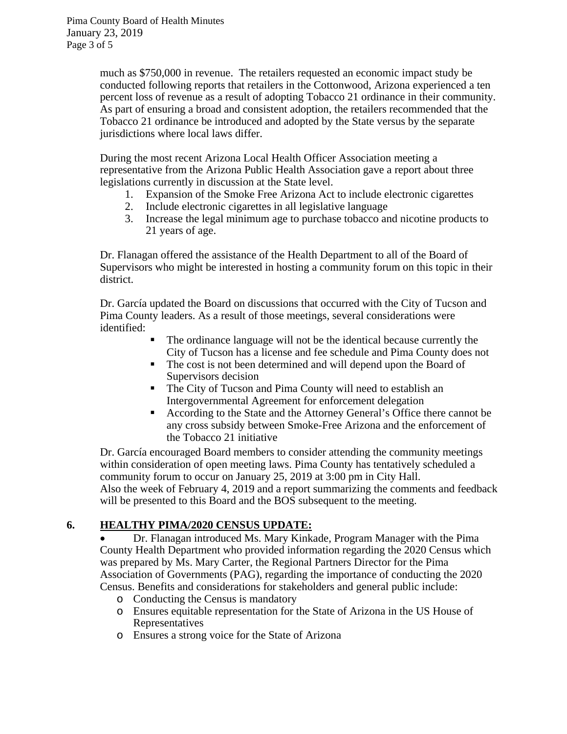much as $750,000 in revenue. The retailers requested an economic impact study be conducted following reports that retailers in the Cottonwood, Arizona experienced a ten percent loss of revenue as a result of adopting Tobacco 21 ordinance in their community. As part of ensuring a broad and consistent adoption, the retailers recommended that the Tobacco 21 ordinance be introduced and adopted by the State versus by the separate jurisdictions where local laws differ.

During the most recent Arizona Local Health Officer Association meeting a representative from the Arizona Public Health Association gave a report about three legislations currently in discussion at the State level.

1. Expansion of the Smoke Free Arizona Act to include electronic cigarettes
2. Include electronic cigarettes in all legislative language
3. Increase the legal minimum age to purchase tobacco and nicotine products to 21 years of age.

Dr. Flanagan offered the assistance of the Health Department to all of the Board of Supervisors who might be interested in hosting a community forum on this topic in their district.

Dr. García updated the Board on discussions that occurred with the City of Tucson and Pima County leaders. As a result of those meetings, several considerations were identified:

- The ordinance language will not be the identical because currently the City of Tucson has a license and fee schedule and Pima County does not
- The cost is not been determined and will depend upon the Board of Supervisors decision
- The City of Tucson and Pima County will need to establish an Intergovernmental Agreement for enforcement delegation
- According to the State and the Attorney General's Office there cannot be any cross subsidy between Smoke-Free Arizona and the enforcement of the Tobacco 21 initiative

Dr. García encouraged Board members to consider attending the community meetings within consideration of open meeting laws. Pima County has tentatively scheduled a community forum to occur on January 25, 2019 at 3:00 pm in City Hall. Also the week of February 4, 2019 and a report summarizing the comments and feedback will be presented to this Board and the BOS subsequent to the meeting.

## 6. HEALTHY PIMA/2020 CENSUS UPDATE:

- Dr. Flanagan introduced Ms. Mary Kinkade, Program Manager with the Pima County Health Department who provided information regarding the 2020 Census which was prepared by Ms. Mary Carter, the Regional Partners Director for the Pima Association of Governments (PAG), regarding the importance of conducting the 2020 Census. Benefits and considerations for stakeholders and general public include:
  - Conducting the Census is mandatory
  - Ensures equitable representation for the State of Arizona in the US House of Representatives
  - Ensures a strong voice for the State of Arizona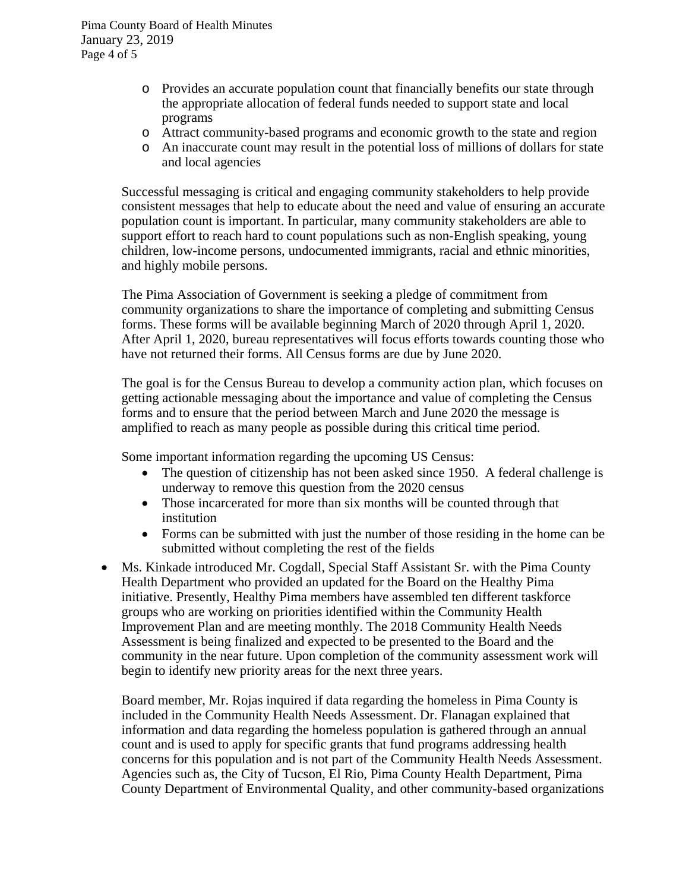- Provides an accurate population count that financially benefits our state through the appropriate allocation of federal funds needed to support state and local programs
  - Attract community-based programs and economic growth to the state and region
  - An inaccurate count may result in the potential loss of millions of dollars for state and local agencies

  Successful messaging is critical and engaging community stakeholders to help provide consistent messages that help to educate about the need and value of ensuring an accurate population count is important. In particular, many community stakeholders are able to support effort to reach hard to count populations such as non-English speaking, young children, low-income persons, undocumented immigrants, racial and ethnic minorities, and highly mobile persons.

  The Pima Association of Government is seeking a pledge of commitment from community organizations to share the importance of completing and submitting Census forms. These forms will be available beginning March of 2020 through April 1, 2020. After April 1, 2020, bureau representatives will focus efforts towards counting those who have not returned their forms. All Census forms are due by June 2020.

  The goal is for the Census Bureau to develop a community action plan, which focuses on getting actionable messaging about the importance and value of completing the Census forms and to ensure that the period between March and June 2020 the message is amplified to reach as many people as possible during this critical time period.

  Some important information regarding the upcoming US Census:
  - The question of citizenship has not been asked since 1950. A federal challenge is underway to remove this question from the 2020 census
  - Those incarcerated for more than six months will be counted through that institution
  - Forms can be submitted with just the number of those residing in the home can be submitted without completing the rest of the fields

- Ms. Kinkade introduced Mr. Cogdall, Special Staff Assistant Sr. with the Pima County Health Department who provided an updated for the Board on the Healthy Pima initiative. Presently, Healthy Pima members have assembled ten different taskforce groups who are working on priorities identified within the Community Health Improvement Plan and are meeting monthly. The 2018 Community Health Needs Assessment is being finalized and expected to be presented to the Board and the community in the near future. Upon completion of the community assessment work will begin to identify new priority areas for the next three years.

  Board member, Mr. Rojas inquired if data regarding the homeless in Pima County is included in the Community Health Needs Assessment. Dr. Flanagan explained that information and data regarding the homeless population is gathered through an annual count and is used to apply for specific grants that fund programs addressing health concerns for this population and is not part of the Community Health Needs Assessment. Agencies such as, the City of Tucson, El Rio, Pima County Health Department, Pima County Department of Environmental Quality, and other community-based organizations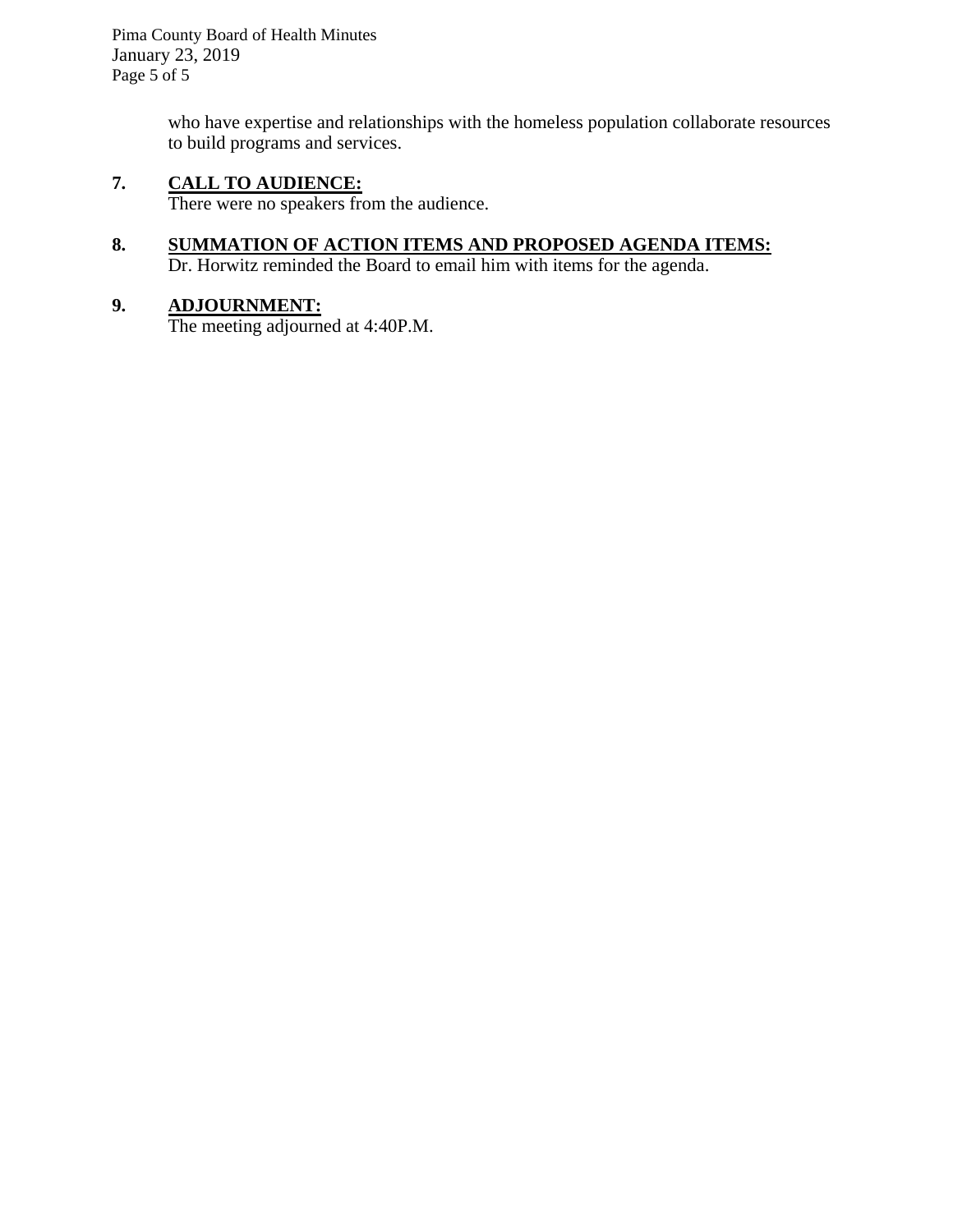who have expertise and relationships with the homeless population collaborate resources to build programs and services.

**7. CALL TO AUDIENCE:**

There were no speakers from the audience.

**8. SUMMATION OF ACTION ITEMS AND PROPOSED AGENDA ITEMS:**

Dr. Horwitz reminded the Board to email him with items for the agenda.

**9. ADJOURNMENT:**

The meeting adjourned at 4:40P.M.